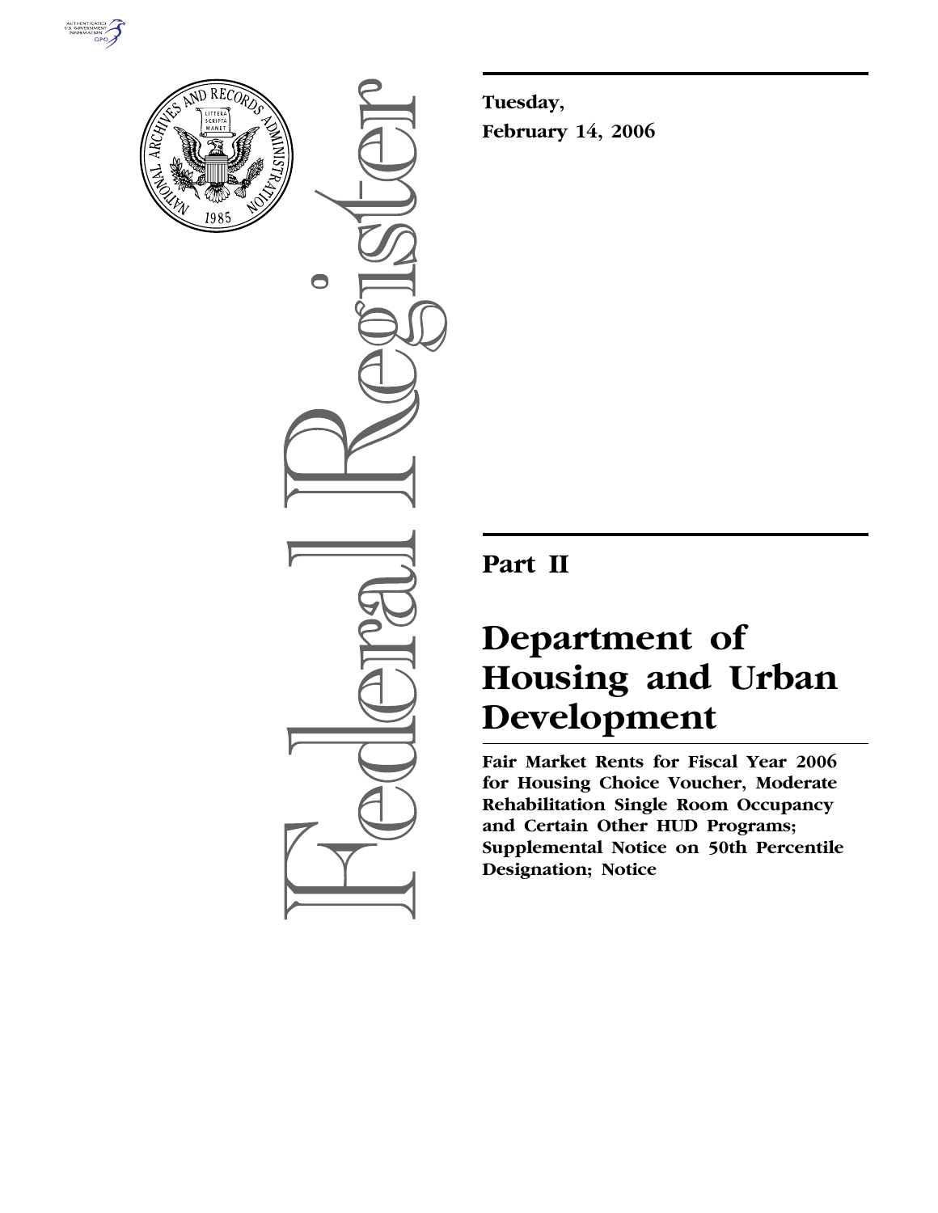**Tuesday,**
**February 14, 2006**

# Part II

# Department of Housing and Urban Development

**Fair Market Rents for Fiscal Year 2006 for Housing Choice Voucher, Moderate Rehabilitation Single Room Occupancy and Certain Other HUD Programs; Supplemental Notice on 50th Percentile Designation; Notice**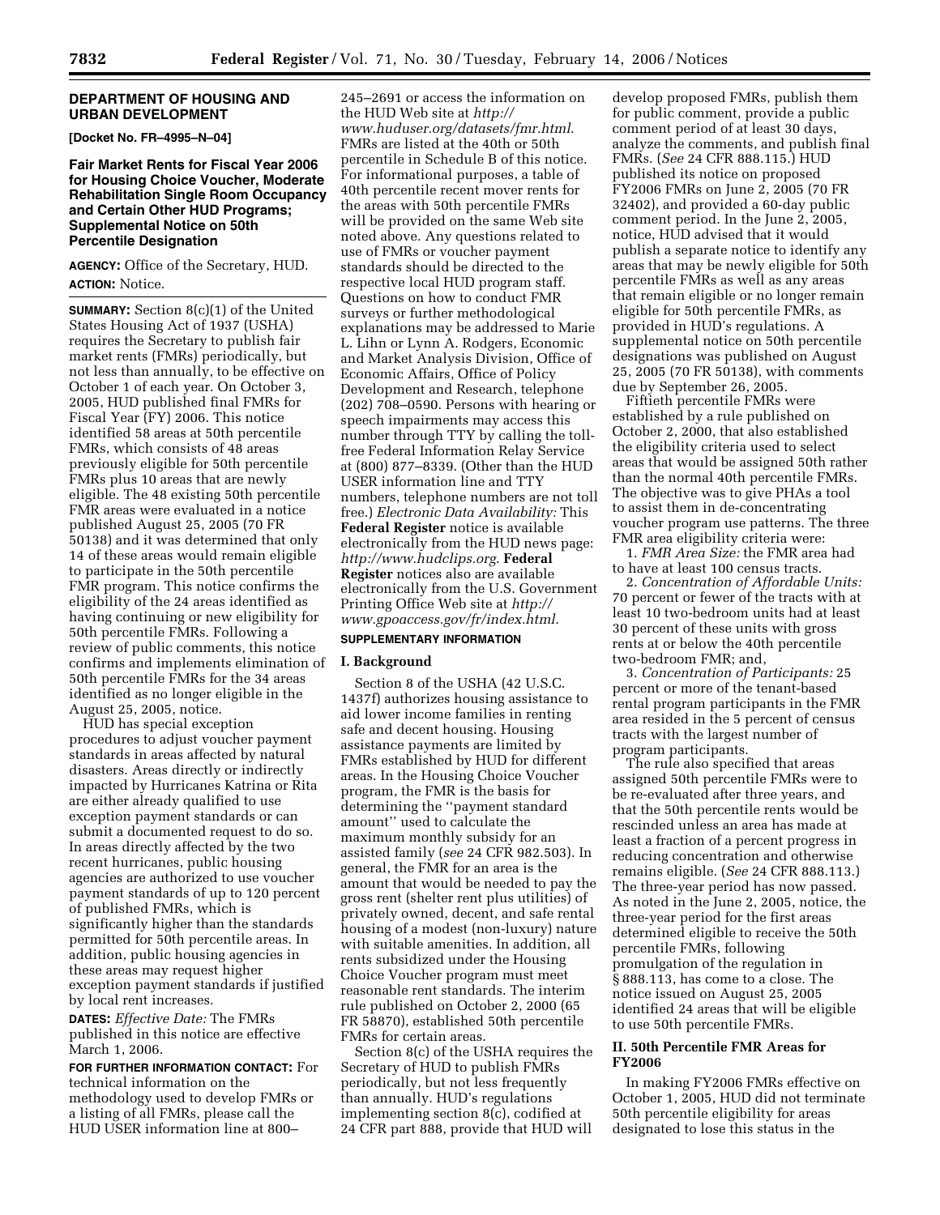**DEPARTMENT OF HOUSING AND URBAN DEVELOPMENT**

**[Docket No. FR–4995–N–04]**

## Fair Market Rents for Fiscal Year 2006 for Housing Choice Voucher, Moderate Rehabilitation Single Room Occupancy and Certain Other HUD Programs; Supplemental Notice on 50th Percentile Designation

**AGENCY:** Office of the Secretary, HUD.

**ACTION:** Notice.

**SUMMARY:** Section 8(c)(1) of the United States Housing Act of 1937 (USHA) requires the Secretary to publish fair market rents (FMRs) periodically, but not less than annually, to be effective on October 1 of each year. On October 3, 2005, HUD published final FMRs for Fiscal Year (FY) 2006. This notice identified 58 areas at 50th percentile FMRs, which consists of 48 areas previously eligible for 50th percentile FMRs plus 10 areas that are newly eligible. The 48 existing 50th percentile FMR areas were evaluated in a notice published August 25, 2005 (70 FR 50138) and it was determined that only 14 of these areas would remain eligible to participate in the 50th percentile FMR program. This notice confirms the eligibility of the 24 areas identified as having continuing or new eligibility for 50th percentile FMRs. Following a review of public comments, this notice confirms and implements elimination of 50th percentile FMRs for the 34 areas identified as no longer eligible in the August 25, 2005, notice.

HUD has special exception procedures to adjust voucher payment standards in areas affected by natural disasters. Areas directly or indirectly impacted by Hurricanes Katrina or Rita are either already qualified to use exception payment standards or can submit a documented request to do so. In areas directly affected by the two recent hurricanes, public housing agencies are authorized to use voucher payment standards of up to 120 percent of published FMRs, which is significantly higher than the standards permitted for 50th percentile areas. In addition, public housing agencies in these areas may request higher exception payment standards if justified by local rent increases.

**DATES:** *Effective Date:* The FMRs published in this notice are effective March 1, 2006.

**FOR FURTHER INFORMATION CONTACT:** For technical information on the methodology used to develop FMRs or a listing of all FMRs, please call the HUD USER information line at 800–245–2691 or access the information on the HUD Web site at *http://www.huduser.org/datasets/fmr.html*. FMRs are listed at the 40th or 50th percentile in Schedule B of this notice. For informational purposes, a table of 40th percentile recent mover rents for the areas with 50th percentile FMRs will be provided on the same Web site noted above. Any questions related to use of FMRs or voucher payment standards should be directed to the respective local HUD program staff. Questions on how to conduct FMR surveys or further methodological explanations may be addressed to Marie L. Lihn or Lynn A. Rodgers, Economic and Market Analysis Division, Office of Economic Affairs, Office of Policy Development and Research, telephone (202) 708–0590. Persons with hearing or speech impairments may access this number through TTY by calling the toll-free Federal Information Relay Service at (800) 877–8339. (Other than the HUD USER information line and TTY numbers, telephone numbers are not toll free.) *Electronic Data Availability:* This **Federal Register** notice is available electronically from the HUD news page: *http://www.hudclips.org*. **Federal Register** notices also are available electronically from the U.S. Government Printing Office Web site at *http://www.gpoaccess.gov/fr/index.html*.

**SUPPLEMENTARY INFORMATION**

### I. Background

Section 8 of the USHA (42 U.S.C. 1437f) authorizes housing assistance to aid lower income families in renting safe and decent housing. Housing assistance payments are limited by FMRs established by HUD for different areas. In the Housing Choice Voucher program, the FMR is the basis for determining the "payment standard amount" used to calculate the maximum monthly subsidy for an assisted family (*see* 24 CFR 982.503). In general, the FMR for an area is the amount that would be needed to pay the gross rent (shelter rent plus utilities) of privately owned, decent, and safe rental housing of a modest (non-luxury) nature with suitable amenities. In addition, all rents subsidized under the Housing Choice Voucher program must meet reasonable rent standards. The interim rule published on October 2, 2000 (65 FR 58870), established 50th percentile FMRs for certain areas.

Section 8(c) of the USHA requires the Secretary of HUD to publish FMRs periodically, but not less frequently than annually. HUD's regulations implementing section 8(c), codified at 24 CFR part 888, provide that HUD will develop proposed FMRs, publish them for public comment, provide a public comment period of at least 30 days, analyze the comments, and publish final FMRs. (*See* 24 CFR 888.115.) HUD published its notice on proposed FY2006 FMRs on June 2, 2005 (70 FR 32402), and provided a 60-day public comment period. In the June 2, 2005, notice, HUD advised that it would publish a separate notice to identify any areas that may be newly eligible for 50th percentile FMRs as well as any areas that remain eligible or no longer remain eligible for 50th percentile FMRs, as provided in HUD's regulations. A supplemental notice on 50th percentile designations was published on August 25, 2005 (70 FR 50138), with comments due by September 26, 2005.

Fiftieth percentile FMRs were established by a rule published on October 2, 2000, that also established the eligibility criteria used to select areas that would be assigned 50th rather than the normal 40th percentile FMRs. The objective was to give PHAs a tool to assist them in de-concentrating voucher program use patterns. The three FMR area eligibility criteria were:

1. *FMR Area Size:* the FMR area had to have at least 100 census tracts.
2. *Concentration of Affordable Units:* 70 percent or fewer of the tracts with at least 10 two-bedroom units had at least 30 percent of these units with gross rents at or below the 40th percentile two-bedroom FMR; and,
3. *Concentration of Participants:* 25 percent or more of the tenant-based rental program participants in the FMR area resided in the 5 percent of census tracts with the largest number of program participants.

The rule also specified that areas assigned 50th percentile FMRs were to be re-evaluated after three years, and that the 50th percentile rents would be rescinded unless an area has made at least a fraction of a percent progress in reducing concentration and otherwise remains eligible. (*See* 24 CFR 888.113.) The three-year period has now passed. As noted in the June 2, 2005, notice, the three-year period for the first areas determined eligible to receive the 50th percentile FMRs, following promulgation of the regulation in § 888.113, has come to a close. The notice issued on August 25, 2005 identified 24 areas that will be eligible to use 50th percentile FMRs.

### II. 50th Percentile FMR Areas for FY2006

In making FY2006 FMRs effective on October 1, 2005, HUD did not terminate 50th percentile eligibility for areas designated to lose this status in the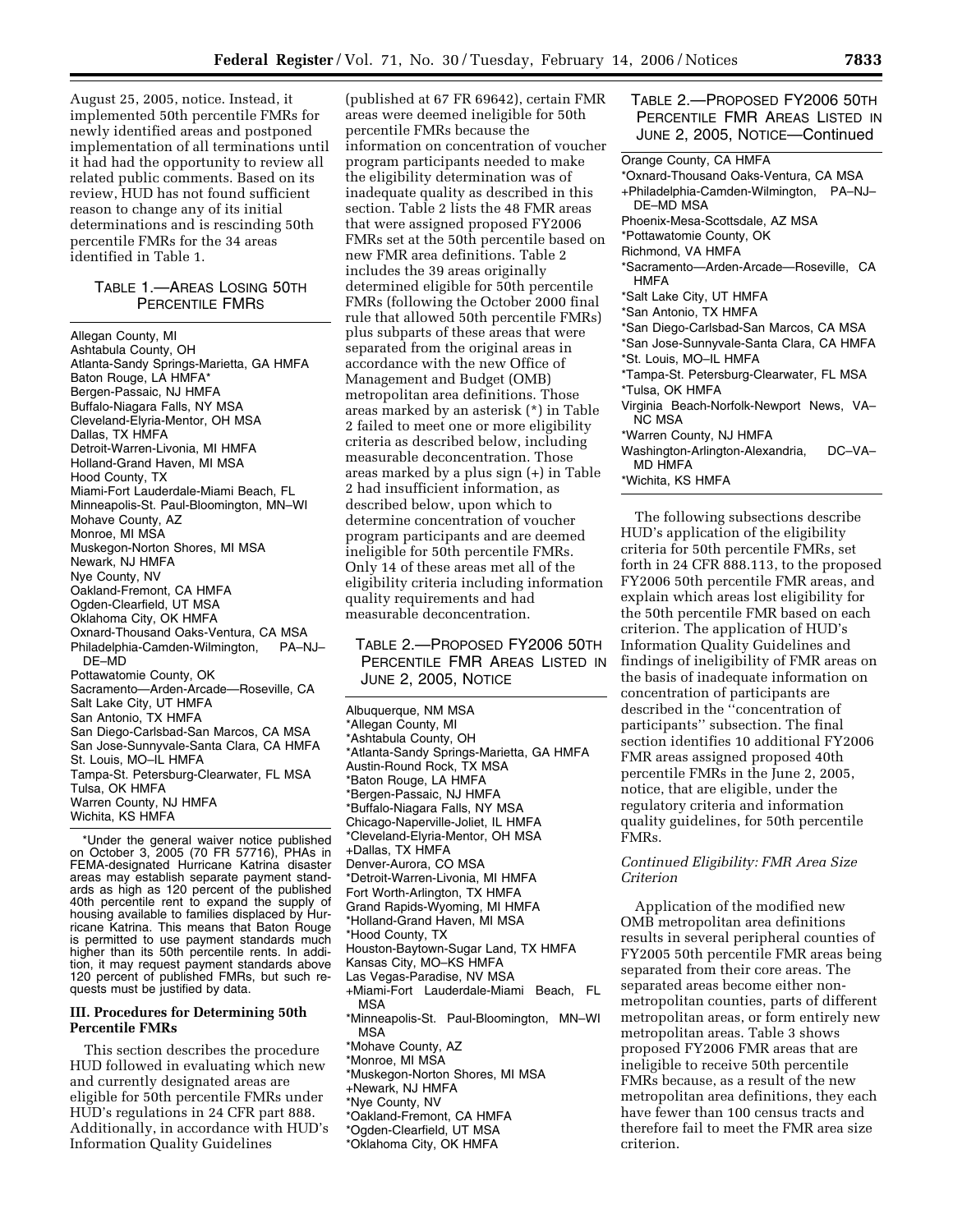August 25, 2005, notice. Instead, it implemented 50th percentile FMRs for newly identified areas and postponed implementation of all terminations until it had had the opportunity to review all related public comments. Based on its review, HUD has not found sufficient reason to change any of its initial determinations and is rescinding 50th percentile FMRs for the 34 areas identified in Table 1.

TABLE 1.—AREAS LOSING 50TH PERCENTILE FMRS

Allegan County, MI
Ashtabula County, OH
Atlanta-Sandy Springs-Marietta, GA HMFA
Baton Rouge, LA HMFA*
Bergen-Passaic, NJ HMFA
Buffalo-Niagara Falls, NY MSA
Cleveland-Elyria-Mentor, OH MSA
Dallas, TX HMFA
Detroit-Warren-Livonia, MI HMFA
Holland-Grand Haven, MI MSA
Hood County, TX
Miami-Fort Lauderdale-Miami Beach, FL
Minneapolis-St. Paul-Bloomington, MN–WI
Mohave County, AZ
Monroe, MI MSA
Muskegon-Norton Shores, MI MSA
Newark, NJ HMFA
Nye County, NV
Oakland-Fremont, CA HMFA
Ogden-Clearfield, UT MSA
Oklahoma City, OK HMFA
Oxnard-Thousand Oaks-Ventura, CA MSA
Philadelphia-Camden-Wilmington, PA–NJ–DE–MD
Pottawatomie County, OK
Sacramento—Arden-Arcade—Roseville, CA
Salt Lake City, UT HMFA
San Antonio, TX HMFA
San Diego-Carlsbad-San Marcos, CA MSA
San Jose-Sunnyvale-Santa Clara, CA HMFA
St. Louis, MO–IL HMFA
Tampa-St. Petersburg-Clearwater, FL MSA
Tulsa, OK HMFA
Warren County, NJ HMFA
Wichita, KS HMFA

*Under the general waiver notice published on October 3, 2005 (70 FR 57716), PHAs in FEMA-designated Hurricane Katrina disaster areas may establish separate payment standards as high as 120 percent of the published 40th percentile rent to expand the supply of housing available to families displaced by Hurricane Katrina. This means that Baton Rouge is permitted to use payment standards much higher than its 50th percentile rents. In addition, it may request payment standards above 120 percent of published FMRs, but such requests must be justified by data.

## III. Procedures for Determining 50th Percentile FMRs

This section describes the procedure HUD followed in evaluating which new and currently designated areas are eligible for 50th percentile FMRs under HUD's regulations in 24 CFR part 888. Additionally, in accordance with HUD's Information Quality Guidelines (published at 67 FR 69642), certain FMR areas were deemed ineligible for 50th percentile FMRs because the information on concentration of voucher program participants needed to make the eligibility determination was of inadequate quality as described in this section. Table 2 lists the 48 FMR areas that were assigned proposed FY2006 FMRs set at the 50th percentile based on new FMR area definitions. Table 2 includes the 39 areas originally determined eligible for 50th percentile FMRs (following the October 2000 final rule that allowed 50th percentile FMRs) plus subparts of these areas that were separated from the original areas in accordance with the new Office of Management and Budget (OMB) metropolitan area definitions. Those areas marked by an asterisk (*) in Table 2 failed to meet one or more eligibility criteria as described below, including measurable deconcentration. Those areas marked by a plus sign (+) in Table 2 had insufficient information, as described below, upon which to determine concentration of voucher program participants and are deemed ineligible for 50th percentile FMRs. Only 14 of these areas met all of the eligibility criteria including information quality requirements and had measurable deconcentration.

TABLE 2.—PROPOSED FY2006 50TH PERCENTILE FMR AREAS LISTED IN JUNE 2, 2005, NOTICE

Albuquerque, NM MSA
*Allegan County, MI
*Ashtabula County, OH
*Atlanta-Sandy Springs-Marietta, GA HMFA
Austin-Round Rock, TX MSA
*Baton Rouge, LA HMFA
*Bergen-Passaic, NJ HMFA
*Buffalo-Niagara Falls, NY MSA
Chicago-Naperville-Joliet, IL HMFA
*Cleveland-Elyria-Mentor, OH MSA
+Dallas, TX HMFA
Denver-Aurora, CO MSA
*Detroit-Warren-Livonia, MI HMFA
Fort Worth-Arlington, TX HMFA
Grand Rapids-Wyoming, MI HMFA
*Holland-Grand Haven, MI MSA
*Hood County, TX
Houston-Baytown-Sugar Land, TX HMFA
Kansas City, MO–KS HMFA
Las Vegas-Paradise, NV MSA
+Miami-Fort Lauderdale-Miami Beach, FL MSA
*Minneapolis-St. Paul-Bloomington, MN–WI MSA
*Mohave County, AZ
*Monroe, MI MSA
*Muskegon-Norton Shores, MI MSA
+Newark, NJ HMFA
*Nye County, NV
*Oakland-Fremont, CA HMFA
*Ogden-Clearfield, UT MSA
*Oklahoma City, OK HMFA
Orange County, CA HMFA
*Oxnard-Thousand Oaks-Ventura, CA MSA
+Philadelphia-Camden-Wilmington, PA–NJ–DE–MD MSA
Phoenix-Mesa-Scottsdale, AZ MSA
*Pottawatomie County, OK
Richmond, VA HMFA
*Sacramento—Arden-Arcade—Roseville, CA HMFA
*Salt Lake City, UT HMFA
*San Antonio, TX HMFA
*San Diego-Carlsbad-San Marcos, CA MSA
*San Jose-Sunnyvale-Santa Clara, CA HMFA
*St. Louis, MO–IL HMFA
*Tampa-St. Petersburg-Clearwater, FL MSA
*Tulsa, OK HMFA
Virginia Beach-Norfolk-Newport News, VA–NC MSA
*Warren County, NJ HMFA
Washington-Arlington-Alexandria, DC–VA–MD HMFA
*Wichita, KS HMFA

The following subsections describe HUD's application of the eligibility criteria for 50th percentile FMRs, set forth in 24 CFR 888.113, to the proposed FY2006 50th percentile FMR areas, and explain which areas lost eligibility for the 50th percentile FMR based on each criterion. The application of HUD's Information Quality Guidelines and findings of ineligibility of FMR areas on the basis of inadequate information on concentration of participants are described in the ''concentration of participants'' subsection. The final section identifies 10 additional FY2006 FMR areas assigned proposed 40th percentile FMRs in the June 2, 2005, notice, that are eligible, under the regulatory criteria and information quality guidelines, for 50th percentile FMRs.

### *Continued Eligibility: FMR Area Size Criterion*

Application of the modified new OMB metropolitan area definitions results in several peripheral counties of FY2005 50th percentile FMR areas being separated from their core areas. The separated areas become either non-metropolitan counties, parts of different metropolitan areas, or form entirely new metropolitan areas. Table 3 shows proposed FY2006 FMR areas that are ineligible to receive 50th percentile FMRs because, as a result of the new metropolitan area definitions, they each have fewer than 100 census tracts and therefore fail to meet the FMR area size criterion.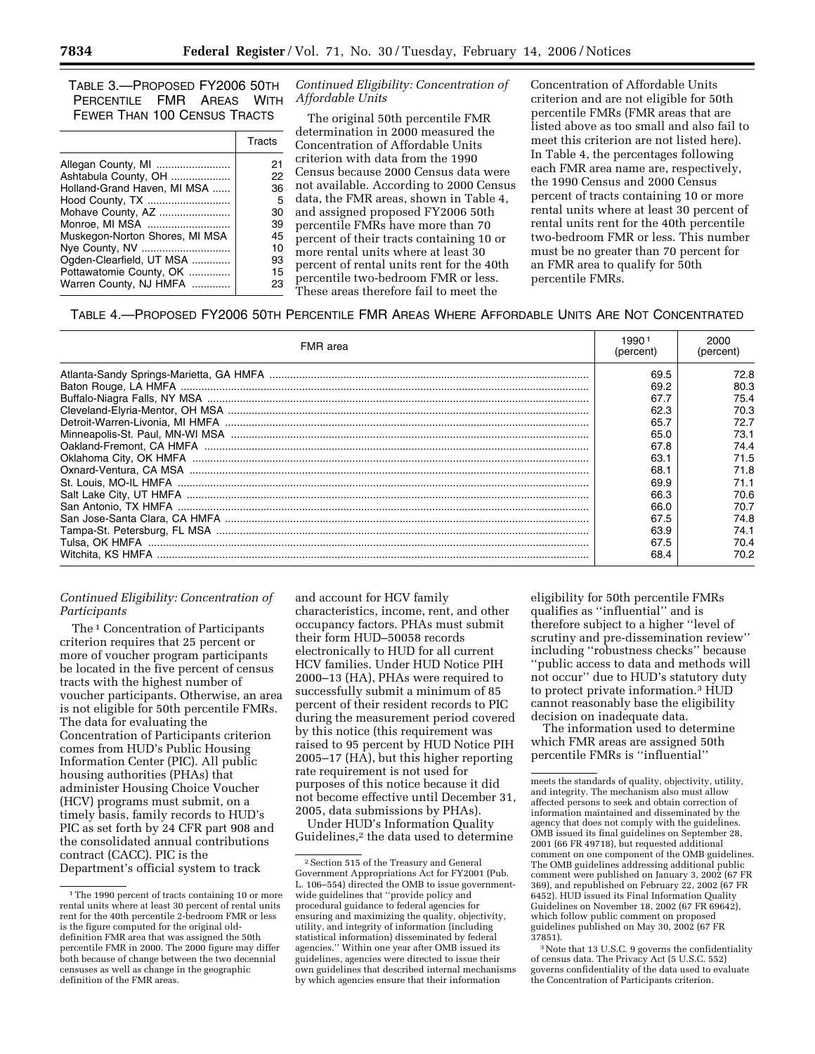TABLE 3.—PROPOSED FY2006 50TH PERCENTILE FMR AREAS WITH FEWER THAN 100 CENSUS TRACTS

| | Tracts |
|---|---|
| Allegan County, MI | 21 |
| Ashtabula County, OH | 22 |
| Holland-Grand Haven, MI MSA | 36 |
| Hood County, TX | 5 |
| Mohave County, AZ | 30 |
| Monroe, MI MSA | 39 |
| Muskegon-Norton Shores, MI MSA | 45 |
| Nye County, NV | 10 |
| Ogden-Clearfield, UT MSA | 93 |
| Pottawatomie County, OK | 15 |
| Warren County, NJ HMFA | 23 |

*Continued Eligibility: Concentration of Affordable Units*

The original 50th percentile FMR determination in 2000 measured the Concentration of Affordable Units criterion with data from the 1990 Census because 2000 Census data were not available. According to 2000 Census data, the FMR areas, shown in Table 4, and assigned proposed FY2006 50th percentile FMRs have more than 70 percent of their tracts containing 10 or more rental units where at least 30 percent of rental units rent for the 40th percentile two-bedroom FMR or less. These areas therefore fail to meet the Concentration of Affordable Units criterion and are not eligible for 50th percentile FMRs (FMR areas that are listed above as too small and also fail to meet this criterion are not listed here). In Table 4, the percentages following each FMR area name are, respectively, the 1990 Census and 2000 Census percent of tracts containing 10 or more rental units where at least 30 percent of rental units rent for the 40th percentile two-bedroom FMR or less. This number must be no greater than 70 percent for an FMR area to qualify for 50th percentile FMRs.

TABLE 4.—PROPOSED FY2006 50TH PERCENTILE FMR AREAS WHERE AFFORDABLE UNITS ARE NOT CONCENTRATED

| FMR area | 1990 [1] (percent) | 2000 (percent) |
|---|---|---|
| Atlanta-Sandy Springs-Marietta, GA HMFA | 69.5 | 72.8 |
| Baton Rouge, LA HMFA | 69.2 | 80.3 |
| Buffalo-Niagra Falls, NY MSA | 67.7 | 75.4 |
| Cleveland-Elyria-Mentor, OH MSA | 62.3 | 70.3 |
| Detroit-Warren-Livonia, MI HMFA | 65.7 | 72.7 |
| Minneapolis-St. Paul, MN-WI MSA | 65.0 | 73.1 |
| Oakland-Fremont, CA HMFA | 67.8 | 74.4 |
| Oklahoma City, OK HMFA | 63.1 | 71.5 |
| Oxnard-Ventura, CA MSA | 68.1 | 71.8 |
| St. Louis, MO-IL HMFA | 69.9 | 71.1 |
| Salt Lake City, UT HMFA | 66.3 | 70.6 |
| San Antonio, TX HMFA | 66.0 | 70.7 |
| San Jose-Santa Clara, CA HMFA | 67.5 | 74.8 |
| Tampa-St. Petersburg, FL MSA | 63.9 | 74.1 |
| Tulsa, OK HMFA | 67.5 | 70.4 |
| Witchita, KS HMFA | 68.4 | 70.2 |

*Continued Eligibility: Concentration of Participants*

The [1] Concentration of Participants criterion requires that 25 percent or more of voucher program participants be located in the five percent of census tracts with the highest number of voucher participants. Otherwise, an area is not eligible for 50th percentile FMRs. The data for evaluating the Concentration of Participants criterion comes from HUD's Public Housing Information Center (PIC). All public housing authorities (PHAs) that administer Housing Choice Voucher (HCV) programs must submit, on a timely basis, family records to HUD's PIC as set forth by 24 CFR part 908 and the consolidated annual contributions contract (CACC). PIC is the Department's official system to track and account for HCV family characteristics, income, rent, and other occupancy factors. PHAs must submit their form HUD–50058 records electronically to HUD for all current HCV families. Under HUD Notice PIH 2000–13 (HA), PHAs were required to successfully submit a minimum of 85 percent of their resident records to PIC during the measurement period covered by this notice (this requirement was raised to 95 percent by HUD Notice PIH 2005–17 (HA), but this higher reporting rate requirement is not used for purposes of this notice because it did not become effective until December 31, 2005, data submissions by PHAs).

Under HUD's Information Quality Guidelines,[2] the data used to determine eligibility for 50th percentile FMRs qualifies as "influential" and is therefore subject to a higher "level of scrutiny and pre-dissemination review" including "robustness checks" because "public access to data and methods will not occur" due to HUD's statutory duty to protect private information.[3] HUD cannot reasonably base the eligibility decision on inadequate data.

The information used to determine which FMR areas are assigned 50th percentile FMRs is "influential"

---

[1] The 1990 percent of tracts containing 10 or more rental units where at least 30 percent of rental units rent for the 40th percentile 2-bedroom FMR or less is the figure computed for the original old-definition FMR area that was assigned the 50th percentile FMR in 2000. The 2000 figure may differ both because of change between the two decennial censuses as well as change in the geographic definition of the FMR areas.

[2] Section 515 of the Treasury and General Government Appropriations Act for FY2001 (Pub. L. 106–554) directed the OMB to issue government-wide guidelines that "provide policy and procedural guidance to federal agencies for ensuring and maximizing the quality, objectivity, utility, and integrity of information (including statistical information) disseminated by federal agencies." Within one year after OMB issued its guidelines, agencies were directed to issue their own guidelines that described internal mechanisms by which agencies ensure that their information meets the standards of quality, objectivity, utility, and integrity. The mechanism also must allow affected persons to seek and obtain correction of information maintained and disseminated by the agency that does not comply with the guidelines. OMB issued its final guidelines on September 28, 2001 (66 FR 49718), but requested additional comment on one component of the OMB guidelines. The OMB guidelines addressing additional public comment were published on January 3, 2002 (67 FR 369), and republished on February 22, 2002 (67 FR 6452). HUD issued its Final Information Quality Guidelines on November 18, 2002 (67 FR 69642), which follow public comment on proposed guidelines published on May 30, 2002 (67 FR 37851).

[3] Note that 13 U.S.C. 9 governs the confidentiality of census data. The Privacy Act (5 U.S.C. 552) governs confidentiality of the data used to evaluate the Concentration of Participants criterion.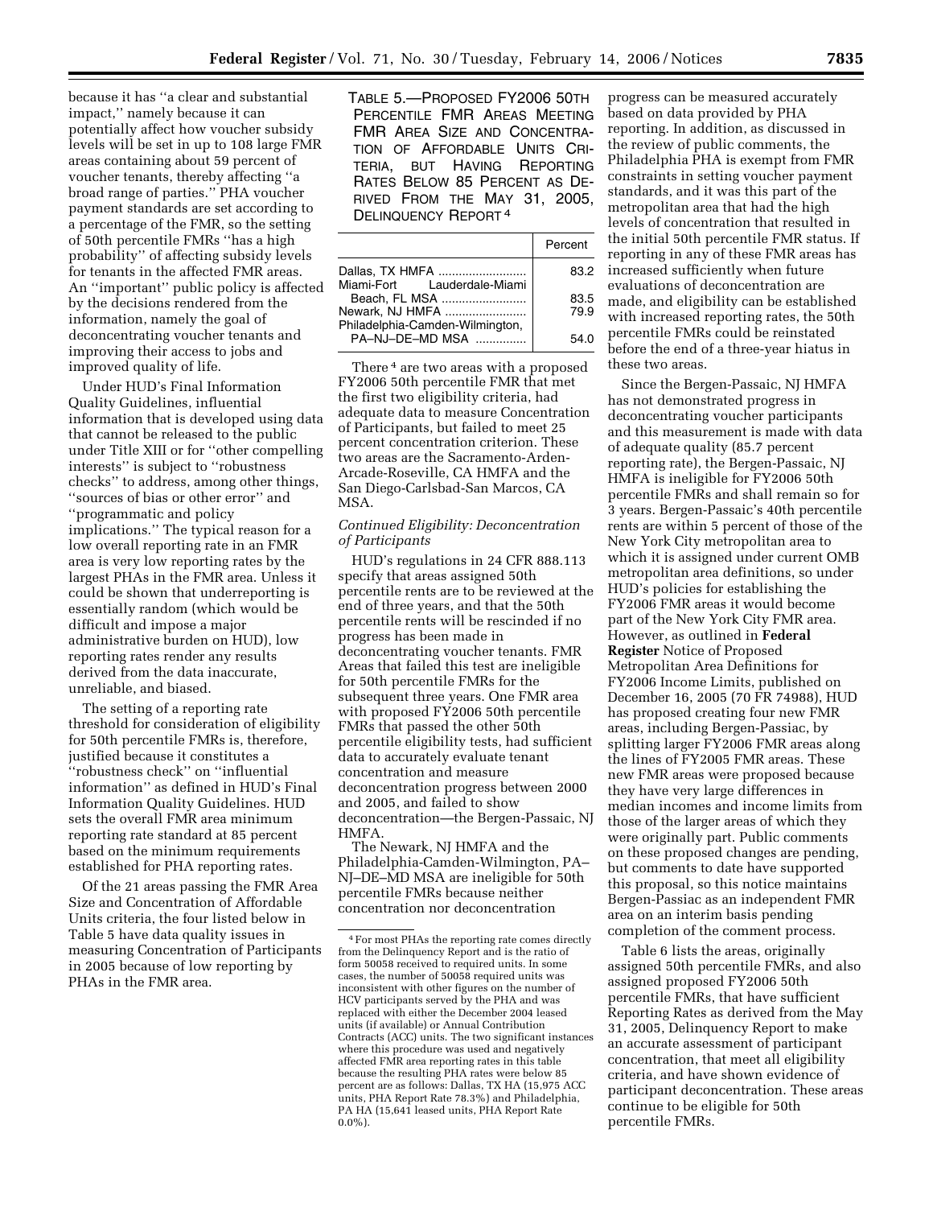because it has ''a clear and substantial impact,'' namely because it can potentially affect how voucher subsidy levels will be set in up to 108 large FMR areas containing about 59 percent of voucher tenants, thereby affecting ''a broad range of parties.'' PHA voucher payment standards are set according to a percentage of the FMR, so the setting of 50th percentile FMRs ''has a high probability'' of affecting subsidy levels for tenants in the affected FMR areas. An ''important'' public policy is affected by the decisions rendered from the information, namely the goal of deconcentrating voucher tenants and improving their access to jobs and improved quality of life.

Under HUD's Final Information Quality Guidelines, influential information that is developed using data that cannot be released to the public under Title XIII or for ''other compelling interests'' is subject to ''robustness checks'' to address, among other things, ''sources of bias or other error'' and ''programmatic and policy implications.'' The typical reason for a low overall reporting rate in an FMR area is very low reporting rates by the largest PHAs in the FMR area. Unless it could be shown that underreporting is essentially random (which would be difficult and impose a major administrative burden on HUD), low reporting rates render any results derived from the data inaccurate, unreliable, and biased.

The setting of a reporting rate threshold for consideration of eligibility for 50th percentile FMRs is, therefore, justified because it constitutes a ''robustness check'' on ''influential information'' as defined in HUD's Final Information Quality Guidelines. HUD sets the overall FMR area minimum reporting rate standard at 85 percent based on the minimum requirements established for PHA reporting rates.

Of the 21 areas passing the FMR Area Size and Concentration of Affordable Units criteria, the four listed below in Table 5 have data quality issues in measuring Concentration of Participants in 2005 because of low reporting by PHAs in the FMR area.

TABLE 5.—PROPOSED FY2006 50TH PERCENTILE FMR AREAS MEETING FMR AREA SIZE AND CONCENTRATION OF AFFORDABLE UNITS CRITERIA, BUT HAVING REPORTING RATES BELOW 85 PERCENT AS DERIVED FROM THE MAY 31, 2005, DELINQUENCY REPORT [4]

| | Percent |
|---|---|
| Dallas, TX HMFA | 83.2 |
| Miami-Fort Lauderdale-Miami Beach, FL MSA | 83.5 |
| Newark, NJ HMFA | 79.9 |
| Philadelphia-Camden-Wilmington, PA–NJ–DE–MD MSA | 54.0 |

There [4] are two areas with a proposed FY2006 50th percentile FMR that met the first two eligibility criteria, had adequate data to measure Concentration of Participants, but failed to meet 25 percent concentration criterion. These two areas are the Sacramento-Arden-Arcade-Roseville, CA HMFA and the San Diego-Carlsbad-San Marcos, CA MSA.

*Continued Eligibility: Deconcentration of Participants*

HUD's regulations in 24 CFR 888.113 specify that areas assigned 50th percentile rents are to be reviewed at the end of three years, and that the 50th percentile rents will be rescinded if no progress has been made in deconcentrating voucher tenants. FMR Areas that failed this test are ineligible for 50th percentile FMRs for the subsequent three years. One FMR area with proposed FY2006 50th percentile FMRs that passed the other 50th percentile eligibility tests, had sufficient data to accurately evaluate tenant concentration and measure deconcentration progress between 2000 and 2005, and failed to show deconcentration—the Bergen-Passaic, NJ HMFA.

The Newark, NJ HMFA and the Philadelphia-Camden-Wilmington, PA–NJ–DE–MD MSA are ineligible for 50th percentile FMRs because neither concentration nor deconcentration progress can be measured accurately based on data provided by PHA reporting. In addition, as discussed in the review of public comments, the Philadelphia PHA is exempt from FMR constraints in setting voucher payment standards, and it was this part of the metropolitan area that had the high levels of concentration that resulted in the initial 50th percentile FMR status. If reporting in any of these FMR areas has increased sufficiently when future evaluations of deconcentration are made, and eligibility can be established with increased reporting rates, the 50th percentile FMRs could be reinstated before the end of a three-year hiatus in these two areas.

Since the Bergen-Passaic, NJ HMFA has not demonstrated progress in deconcentrating voucher participants and this measurement is made with data of adequate quality (85.7 percent reporting rate), the Bergen-Passaic, NJ HMFA is ineligible for FY2006 50th percentile FMRs and shall remain so for 3 years. Bergen-Passaic's 40th percentile rents are within 5 percent of those of the New York City metropolitan area to which it is assigned under current OMB metropolitan area definitions, so under HUD's policies for establishing the FY2006 FMR areas it would become part of the New York City FMR area. However, as outlined in **Federal Register** Notice of Proposed Metropolitan Area Definitions for FY2006 Income Limits, published on December 16, 2005 (70 FR 74988), HUD has proposed creating four new FMR areas, including Bergen-Passaic, by splitting larger FY2006 FMR areas along the lines of FY2005 FMR areas. These new FMR areas were proposed because they have very large differences in median incomes and income limits from those of the larger areas of which they were originally part. Public comments on these proposed changes are pending, but comments to date have supported this proposal, so this notice maintains Bergen-Passiac as an independent FMR area on an interim basis pending completion of the comment process.

Table 6 lists the areas, originally assigned 50th percentile FMRs, and also assigned proposed FY2006 50th percentile FMRs, that have sufficient Reporting Rates as derived from the May 31, 2005, Delinquency Report to make an accurate assessment of participant concentration, that meet all eligibility criteria, and have shown evidence of participant deconcentration. These areas continue to be eligible for 50th percentile FMRs.

[4] For most PHAs the reporting rate comes directly from the Delinquency Report and is the ratio of form 50058 received to required units. In some cases, the number of 50058 required units was inconsistent with other figures on the number of HCV participants served by the PHA and was replaced with either the December 2004 leased units (if available) or Annual Contribution Contracts (ACC) units. The two significant instances where this procedure was used and negatively affected FMR area reporting rates in this table because the resulting PHA rates were below 85 percent are as follows: Dallas, TX HA (15,975 ACC units, PHA Report Rate 78.3%) and Philadelphia, PA HA (15,641 leased units, PHA Report Rate 0.0%).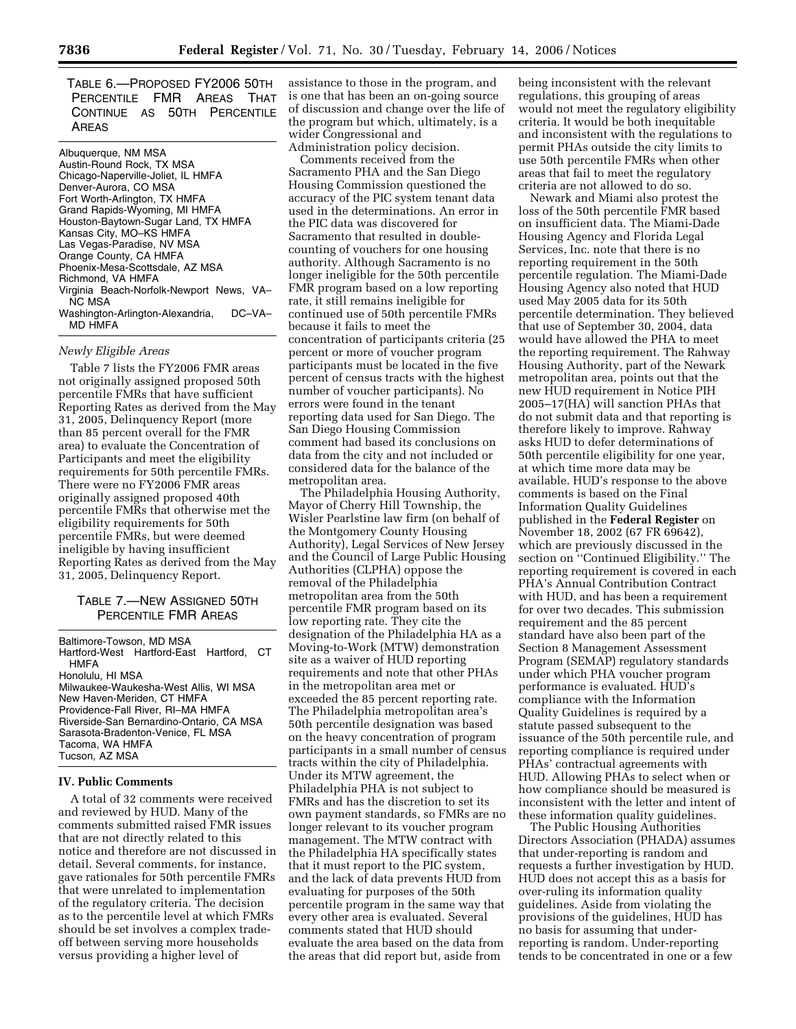TABLE 6.—PROPOSED FY2006 50TH PERCENTILE FMR AREAS THAT CONTINUE AS 50TH PERCENTILE AREAS

| |
|---|
| Albuquerque, NM MSA |
| Austin-Round Rock, TX MSA |
| Chicago-Naperville-Joliet, IL HMFA |
| Denver-Aurora, CO MSA |
| Fort Worth-Arlington, TX HMFA |
| Grand Rapids-Wyoming, MI HMFA |
| Houston-Baytown-Sugar Land, TX HMFA |
| Kansas City, MO–KS HMFA |
| Las Vegas-Paradise, NV MSA |
| Orange County, CA HMFA |
| Phoenix-Mesa-Scottsdale, AZ MSA |
| Richmond, VA HMFA |
| Virginia Beach-Norfolk-Newport News, VA–NC MSA |
| Washington-Arlington-Alexandria, DC–VA–MD HMFA |

*Newly Eligible Areas*

Table 7 lists the FY2006 FMR areas not originally assigned proposed 50th percentile FMRs that have sufficient Reporting Rates as derived from the May 31, 2005, Delinquency Report (more than 85 percent overall for the FMR area) to evaluate the Concentration of Participants and meet the eligibility requirements for 50th percentile FMRs. There were no FY2006 FMR areas originally assigned proposed 40th percentile FMRs that otherwise met the eligibility requirements for 50th percentile FMRs, but were deemed ineligible by having insufficient Reporting Rates as derived from the May 31, 2005, Delinquency Report.

TABLE 7.—NEW ASSIGNED 50TH PERCENTILE FMR AREAS

| |
|---|
| Baltimore-Towson, MD MSA |
| Hartford-West Hartford-East Hartford, CT HMFA |
| Honolulu, HI MSA |
| Milwaukee-Waukesha-West Allis, WI MSA |
| New Haven-Meriden, CT HMFA |
| Providence-Fall River, RI–MA HMFA |
| Riverside-San Bernardino-Ontario, CA MSA |
| Sarasota-Bradenton-Venice, FL MSA |
| Tacoma, WA HMFA |
| Tucson, AZ MSA |

## IV. Public Comments

A total of 32 comments were received and reviewed by HUD. Many of the comments submitted raised FMR issues that are not directly related to this notice and therefore are not discussed in detail. Several comments, for instance, gave rationales for 50th percentile FMRs that were unrelated to implementation of the regulatory criteria. The decision as to the percentile level at which FMRs should be set involves a complex trade-off between serving more households versus providing a higher level of assistance to those in the program, and is one that has been an on-going source of discussion and change over the life of the program but which, ultimately, is a wider Congressional and Administration policy decision.

Comments received from the Sacramento PHA and the San Diego Housing Commission questioned the accuracy of the PIC system tenant data used in the determinations. An error in the PIC data was discovered for Sacramento that resulted in double-counting of vouchers for one housing authority. Although Sacramento is no longer ineligible for the 50th percentile FMR program based on a low reporting rate, it still remains ineligible for continued use of 50th percentile FMRs because it fails to meet the concentration of participants criteria (25 percent or more of voucher program participants must be located in the five percent of census tracts with the highest number of voucher participants). No errors were found in the tenant reporting data used for San Diego. The San Diego Housing Commission comment had based its conclusions on data from the city and not included or considered data for the balance of the metropolitan area.

The Philadelphia Housing Authority, Mayor of Cherry Hill Township, the Wisler Pearlstine law firm (on behalf of the Montgomery County Housing Authority), Legal Services of New Jersey and the Council of Large Public Housing Authorities (CLPHA) oppose the removal of the Philadelphia metropolitan area from the 50th percentile FMR program based on its low reporting rate. They cite the designation of the Philadelphia HA as a Moving-to-Work (MTW) demonstration site as a waiver of HUD reporting requirements and note that other PHAs in the metropolitan area met or exceeded the 85 percent reporting rate. The Philadelphia metropolitan area's 50th percentile designation was based on the heavy concentration of program participants in a small number of census tracts within the city of Philadelphia. Under its MTW agreement, the Philadelphia PHA is not subject to FMRs and has the discretion to set its own payment standards, so FMRs are no longer relevant to its voucher program management. The MTW contract with the Philadelphia HA specifically states that it must report to the PIC system, and the lack of data prevents HUD from evaluating for purposes of the 50th percentile program in the same way that every other area is evaluated. Several comments stated that HUD should evaluate the area based on the data from the areas that did report but, aside from being inconsistent with the relevant regulations, this grouping of areas would not meet the regulatory eligibility criteria. It would be both inequitable and inconsistent with the regulations to permit PHAs outside the city limits to use 50th percentile FMRs when other areas that fail to meet the regulatory criteria are not allowed to do so.

Newark and Miami also protest the loss of the 50th percentile FMR based on insufficient data. The Miami-Dade Housing Agency and Florida Legal Services, Inc. note that there is no reporting requirement in the 50th percentile regulation. The Miami-Dade Housing Agency also noted that HUD used May 2005 data for its 50th percentile determination. They believed that use of September 30, 2004, data would have allowed the PHA to meet the reporting requirement. The Rahway Housing Authority, part of the Newark metropolitan area, points out that the new HUD requirement in Notice PIH 2005–17(HA) will sanction PHAs that do not submit data and that reporting is therefore likely to improve. Rahway asks HUD to defer determinations of 50th percentile eligibility for one year, at which time more data may be available. HUD's response to the above comments is based on the Final Information Quality Guidelines published in the **Federal Register** on November 18, 2002 (67 FR 69642), which are previously discussed in the section on ''Continued Eligibility.'' The reporting requirement is covered in each PHA's Annual Contribution Contract with HUD, and has been a requirement for over two decades. This submission requirement and the 85 percent standard have also been part of the Section 8 Management Assessment Program (SEMAP) regulatory standards under which PHA voucher program performance is evaluated. HUD's compliance with the Information Quality Guidelines is required by a statute passed subsequent to the issuance of the 50th percentile rule, and reporting compliance is required under PHAs' contractual agreements with HUD. Allowing PHAs to select when or how compliance should be measured is inconsistent with the letter and intent of these information quality guidelines.

The Public Housing Authorities Directors Association (PHADA) assumes that under-reporting is random and requests a further investigation by HUD. HUD does not accept this as a basis for over-ruling its information quality guidelines. Aside from violating the provisions of the guidelines, HUD has no basis for assuming that under-reporting is random. Under-reporting tends to be concentrated in one or a few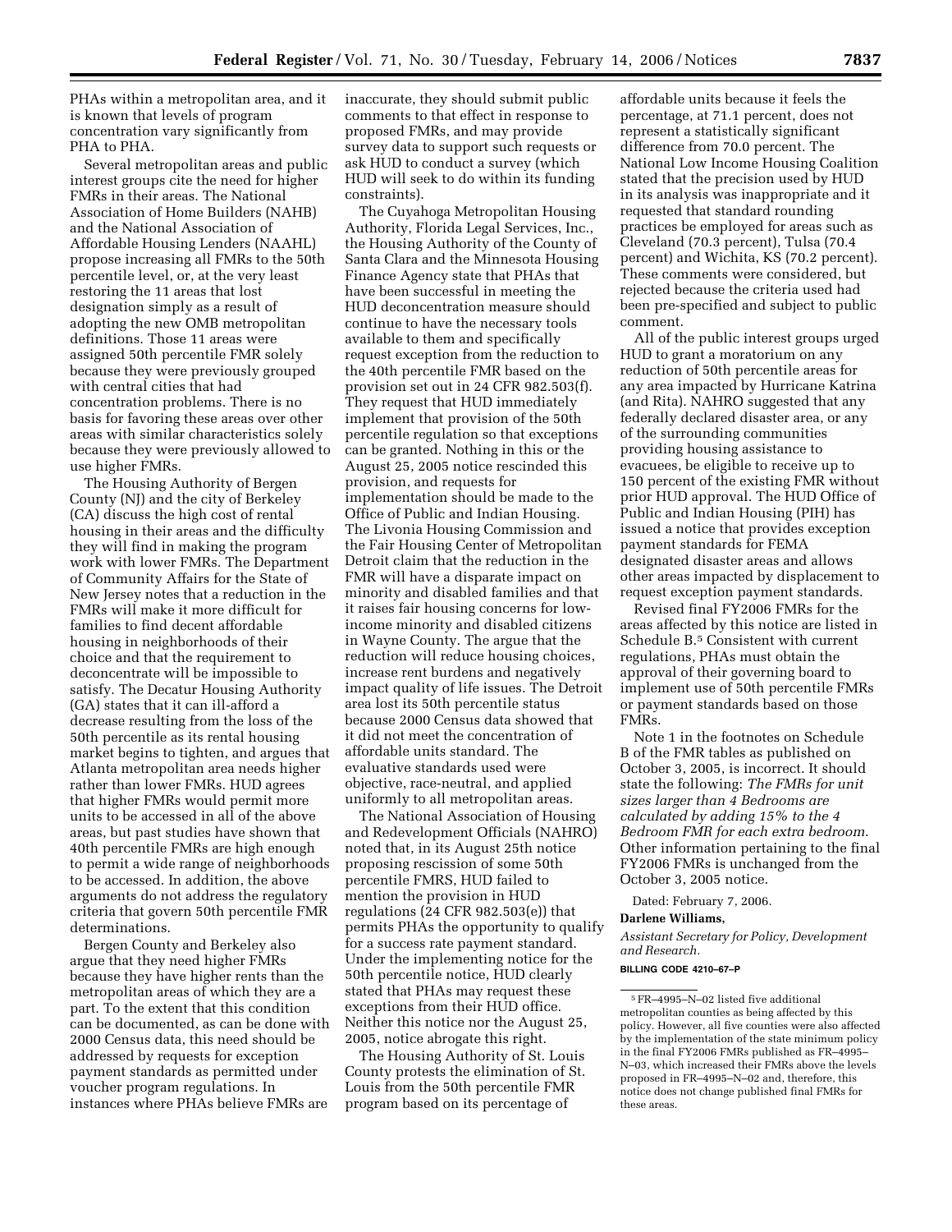PHAs within a metropolitan area, and it is known that levels of program concentration vary significantly from PHA to PHA.

Several metropolitan areas and public interest groups cite the need for higher FMRs in their areas. The National Association of Home Builders (NAHB) and the National Association of Affordable Housing Lenders (NAAHL) propose increasing all FMRs to the 50th percentile level, or, at the very least restoring the 11 areas that lost designation simply as a result of adopting the new OMB metropolitan definitions. Those 11 areas were assigned 50th percentile FMR solely because they were previously grouped with central cities that had concentration problems. There is no basis for favoring these areas over other areas with similar characteristics solely because they were previously allowed to use higher FMRs.

The Housing Authority of Bergen County (NJ) and the city of Berkeley (CA) discuss the high cost of rental housing in their areas and the difficulty they will find in making the program work with lower FMRs. The Department of Community Affairs for the State of New Jersey notes that a reduction in the FMRs will make it more difficult for families to find decent affordable housing in neighborhoods of their choice and that the requirement to deconcentrate will be impossible to satisfy. The Decatur Housing Authority (GA) states that it can ill-afford a decrease resulting from the loss of the 50th percentile as its rental housing market begins to tighten, and argues that Atlanta metropolitan area needs higher rather than lower FMRs. HUD agrees that higher FMRs would permit more units to be accessed in all of the above areas, but past studies have shown that 40th percentile FMRs are high enough to permit a wide range of neighborhoods to be accessed. In addition, the above arguments do not address the regulatory criteria that govern 50th percentile FMR determinations.

Bergen County and Berkeley also argue that they need higher FMRs because they have higher rents than the metropolitan areas of which they are a part. To the extent that this condition can be documented, as can be done with 2000 Census data, this need should be addressed by requests for exception payment standards as permitted under voucher program regulations. In instances where PHAs believe FMRs are inaccurate, they should submit public comments to that effect in response to proposed FMRs, and may provide survey data to support such requests or ask HUD to conduct a survey (which HUD will seek to do within its funding constraints).

The Cuyahoga Metropolitan Housing Authority, Florida Legal Services, Inc., the Housing Authority of the County of Santa Clara and the Minnesota Housing Finance Agency state that PHAs that have been successful in meeting the HUD deconcentration measure should continue to have the necessary tools available to them and specifically request exception from the reduction to the 40th percentile FMR based on the provision set out in 24 CFR 982.503(f). They request that HUD immediately implement that provision of the 50th percentile regulation so that exceptions can be granted. Nothing in this or the August 25, 2005 notice rescinded this provision, and requests for implementation should be made to the Office of Public and Indian Housing. The Livonia Housing Commission and the Fair Housing Center of Metropolitan Detroit claim that the reduction in the FMR will have a disparate impact on minority and disabled families and that it raises fair housing concerns for low-income minority and disabled citizens in Wayne County. The argue that the reduction will reduce housing choices, increase rent burdens and negatively impact quality of life issues. The Detroit area lost its 50th percentile status because 2000 Census data showed that it did not meet the concentration of affordable units standard. The evaluative standards used were objective, race-neutral, and applied uniformly to all metropolitan areas.

The National Association of Housing and Redevelopment Officials (NAHRO) noted that, in its August 25th notice proposing rescission of some 50th percentile FMRS, HUD failed to mention the provision in HUD regulations (24 CFR 982.503(e)) that permits PHAs the opportunity to qualify for a success rate payment standard. Under the implementing notice for the 50th percentile notice, HUD clearly stated that PHAs may request these exceptions from their HUD office. Neither this notice nor the August 25, 2005, notice abrogate this right.

The Housing Authority of St. Louis County protests the elimination of St. Louis from the 50th percentile FMR program based on its percentage of affordable units because it feels the percentage, at 71.1 percent, does not represent a statistically significant difference from 70.0 percent. The National Low Income Housing Coalition stated that the precision used by HUD in its analysis was inappropriate and it requested that standard rounding practices be employed for areas such as Cleveland (70.3 percent), Tulsa (70.4 percent) and Wichita, KS (70.2 percent). These comments were considered, but rejected because the criteria used had been pre-specified and subject to public comment.

All of the public interest groups urged HUD to grant a moratorium on any reduction of 50th percentile areas for any area impacted by Hurricane Katrina (and Rita). NAHRO suggested that any federally declared disaster area, or any of the surrounding communities providing housing assistance to evacuees, be eligible to receive up to 150 percent of the existing FMR without prior HUD approval. The HUD Office of Public and Indian Housing (PIH) has issued a notice that provides exception payment standards for FEMA designated disaster areas and allows other areas impacted by displacement to request exception payment standards.

Revised final FY2006 FMRs for the areas affected by this notice are listed in Schedule B.[5] Consistent with current regulations, PHAs must obtain the approval of their governing board to implement use of 50th percentile FMRs or payment standards based on those FMRs.

Note 1 in the footnotes on Schedule B of the FMR tables as published on October 3, 2005, is incorrect. It should state the following: *The FMRs for unit sizes larger than 4 Bedrooms are calculated by adding 15% to the 4 Bedroom FMR for each extra bedroom.* Other information pertaining to the final FY2006 FMRs is unchanged from the October 3, 2005 notice.

Dated: February 7, 2006.

**Darlene Williams,**

*Assistant Secretary for Policy, Development and Research.*

**BILLING CODE 4210–67–P**

[5] FR–4995–N–02 listed five additional metropolitan counties as being affected by this policy. However, all five counties were also affected by the implementation of the state minimum policy in the final FY2006 FMRs published as FR–4995–N–03, which increased their FMRs above the levels proposed in FR–4995–N–02 and, therefore, this notice does not change published final FMRs for these areas.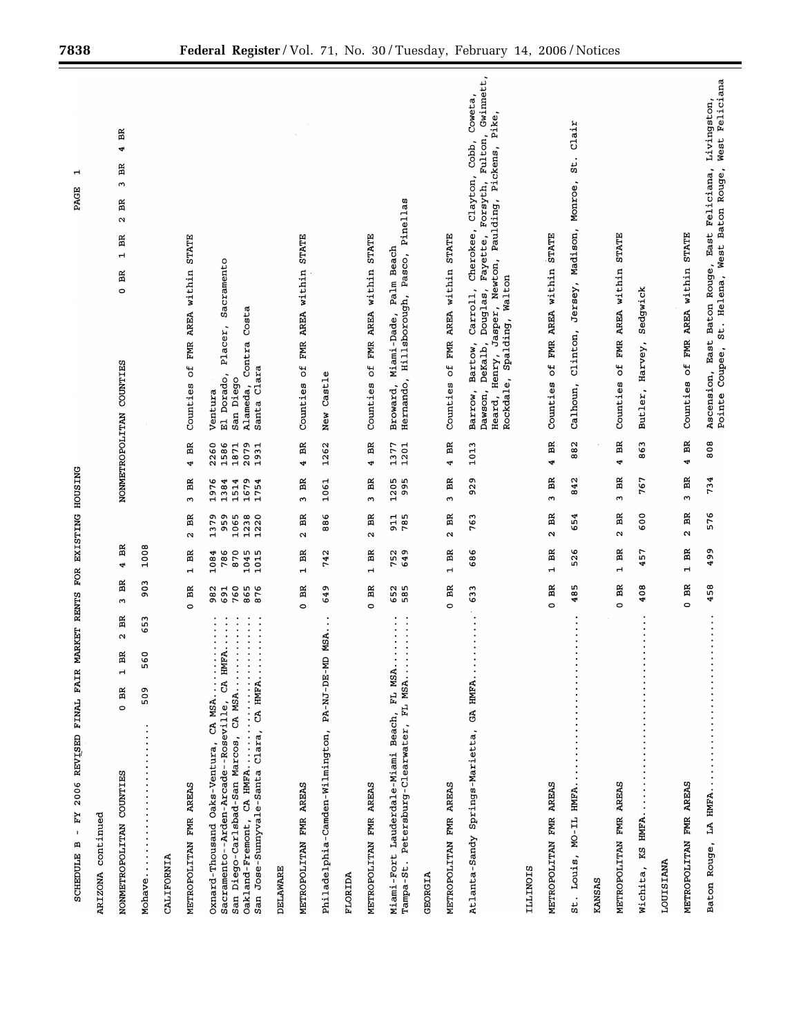SCHEDULE B - FY 2006 REVISED FINAL FAIR MARKET RENTS FOR EXISTING HOUSING

PAGE 1

ARIZONA continued

| NONMETROPOLITAN COUNTIES | 0 BR | 1 BR | 2 BR | 3 BR | 4 BR | NONMETROPOLITAN COUNTIES |
|---|---|---|---|---|---|---|
| Mohave | 509 | 560 | 653 | 903 | 1008 | |

CALIFORNIA

| METROPOLITAN FMR AREAS | 0 BR | 1 BR | 2 BR | 3 BR | 4 BR | Counties of FMR AREA within STATE |
|---|---|---|---|---|---|---|
| Oxnard-Thousand Oaks-Ventura, CA MSA | 982 | 1084 | 1379 | 1976 | 2260 | Ventura |
| Sacramento--Arden-Arcade--Roseville, CA HMFA | 691 | 786 | 959 | 1384 | 1586 | El Dorado, Placer, Sacramento |
| San Diego-Carlsbad-San Marcos, CA MSA | 760 | 870 | 1065 | 1514 | 1871 | San Diego |
| Oakland-Fremont, CA HMFA | 865 | 1045 | 1238 | 1679 | 2079 | Alameda, Contra Costa |
| San Jose-Sunnyvale-Santa Clara, CA HMFA | 876 | 1015 | 1220 | 1754 | 1931 | Santa Clara |

DELAWARE

| METROPOLITAN FMR AREAS | 0 BR | 1 BR | 2 BR | 3 BR | 4 BR | Counties of FMR AREA within STATE |
|---|---|---|---|---|---|---|
| Philadelphia-Camden-Wilmington, PA-NJ-DE-MD MSA | 649 | 742 | 886 | 1061 | 1262 | New Castle |

FLORIDA

| METROPOLITAN FMR AREAS | 0 BR | 1 BR | 2 BR | 3 BR | 4 BR | Counties of FMR AREA within STATE |
|---|---|---|---|---|---|---|
| Miami-Fort Lauderdale-Miami Beach, FL MSA | 652 | 752 | 911 | 1205 | 1377 | Broward, Miami-Dade, Palm Beach |
| Tampa-St. Petersburg-Clearwater, FL MSA | 585 | 649 | 785 | 995 | 1201 | Hernando, Hillsborough, Pasco, Pinellas |

GEORGIA

| METROPOLITAN FMR AREAS | 0 BR | 1 BR | 2 BR | 3 BR | 4 BR | Counties of FMR AREA within STATE |
|---|---|---|---|---|---|---|
| Atlanta-Sandy Springs-Marietta, GA HMFA | 633 | 686 | 763 | 929 | 1013 | Barrow, Bartow, Carroll, Cherokee, Clayton, Cobb, Coweta, Dawson, DeKalb, Douglas, Fayette, Forsyth, Fulton, Gwinnett, Heard, Henry, Jasper, Newton, Paulding, Pickens, Pike, Rockdale, Spalding, Walton |

ILLINOIS

| METROPOLITAN FMR AREAS | 0 BR | 1 BR | 2 BR | 3 BR | 4 BR | Counties of FMR AREA within STATE |
|---|---|---|---|---|---|---|
| St. Louis, MO-IL HMFA | 485 | 526 | 654 | 842 | 882 | Calhoun, Clinton, Jersey, Madison, Monroe, St. Clair |

KANSAS

| METROPOLITAN FMR AREAS | 0 BR | 1 BR | 2 BR | 3 BR | 4 BR | Counties of FMR AREA within STATE |
|---|---|---|---|---|---|---|
| Wichita, KS HMFA | 408 | 457 | 600 | 767 | 863 | Butler, Harvey, Sedgwick |

LOUISIANA

| METROPOLITAN FMR AREAS | 0 BR | 1 BR | 2 BR | 3 BR | 4 BR | Counties of FMR AREA within STATE |
|---|---|---|---|---|---|---|
| Baton Rouge, LA HMFA | 458 | 499 | 576 | 734 | 808 | Ascension, East Baton Rouge, East Feliciana, Livingston, Pointe Coupee, St. Helena, West Baton Rouge, West Feliciana |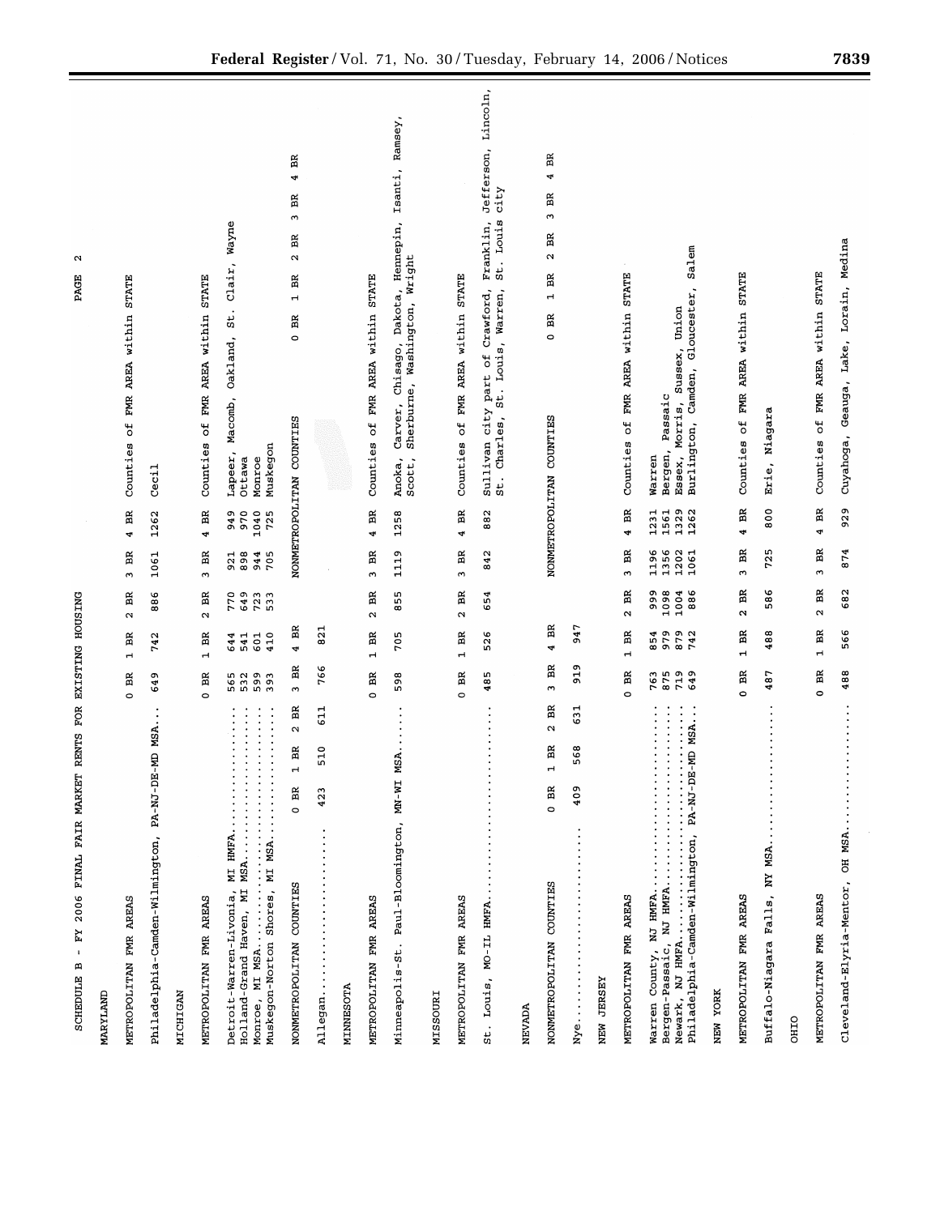SCHEDULE B - FY 2006 FINAL FAIR MARKET RENTS FOR EXISTING HOUSING PAGE 2

## MARYLAND

METROPOLITAN FMR AREAS

| | 0 BR | 1 BR | 2 BR | 3 BR | 4 BR | Counties of FMR AREA within STATE |
|---|---|---|---|---|---|---|
| Philadelphia-Camden-Wilmington, PA-NJ-DE-MD MSA... | 649 | 742 | 886 | 1061 | 1262 | Cecil |

## MICHIGAN

METROPOLITAN FMR AREAS

| | 0 BR | 1 BR | 2 BR | 3 BR | 4 BR | Counties of FMR AREA within STATE |
|---|---|---|---|---|---|---|
| Detroit-Warren-Livonia, MI HMFA.................. | 565 | 644 | 770 | 921 | 949 | Lapeer, Macomb, Oakland, St. Clair, Wayne |
| Holland-Grand Haven, MI MSA...................... | 532 | 541 | 649 | 898 | 970 | Ottawa |
| Monroe, MI MSA................................... | 599 | 601 | 723 | 944 | 1040 | Monroe |
| Muskegon-Norton Shores, MI MSA.................... | 393 | 410 | 533 | 705 | 725 | Muskegon |

NONMETROPOLITAN COUNTIES

| | 0 BR | 1 BR | 2 BR | 3 BR | 4 BR |
|---|---|---|---|---|---|
| Allegan.......................... | 423 | 510 | 611 | 766 | 821 |

## MINNESOTA

METROPOLITAN FMR AREAS

| | 0 BR | 1 BR | 2 BR | 3 BR | 4 BR | Counties of FMR AREA within STATE |
|---|---|---|---|---|---|---|
| Minneapolis-St. Paul-Bloomington, MN-WI MSA....... | 598 | 705 | 855 | 1119 | 1258 | Anoka, Carver, Chisago, Dakota, Hennepin, Isanti, Ramsey, Scott, Sherburne, Washington, Wright |

## MISSOURI

METROPOLITAN FMR AREAS

| | 0 BR | 1 BR | 2 BR | 3 BR | 4 BR | Counties of FMR AREA within STATE |
|---|---|---|---|---|---|---|
| St. Louis, MO-IL HMFA............................ | 485 | 526 | 654 | 842 | 882 | Sullivan city part of Crawford, Franklin, Jefferson, Lincoln, St. Charles, St. Louis, Warren, St. Louis city |

## NEVADA

NONMETROPOLITAN COUNTIES

| | 0 BR | 1 BR | 2 BR | 3 BR | 4 BR |
|---|---|---|---|---|---|
| Nye.............................. | 409 | 568 | 631 | 919 | 947 |

## NEW JERSEY

METROPOLITAN FMR AREAS

| | 0 BR | 1 BR | 2 BR | 3 BR | 4 BR | Counties of FMR AREA within STATE |
|---|---|---|---|---|---|---|
| Warren County, NJ HMFA........................... | 763 | 854 | 999 | 1196 | 1231 | Warren |
| Bergen-Passaic, NJ HMFA.......................... | 875 | 979 | 1098 | 1356 | 1561 | Bergen, Passaic |
| Newark, NJ HMFA.................................. | 719 | 879 | 1004 | 1202 | 1329 | Essex, Morris, Sussex, Union |
| Philadelphia-Camden-Wilmington, PA-NJ-DE-MD MSA... | 649 | 742 | 886 | 1061 | 1262 | Burlington, Camden, Gloucester, Salem |

## NEW YORK

METROPOLITAN FMR AREAS

| | 0 BR | 1 BR | 2 BR | 3 BR | 4 BR | Counties of FMR AREA within STATE |
|---|---|---|---|---|---|---|
| Buffalo-Niagara Falls, NY MSA.................... | 487 | 488 | 586 | 725 | 800 | Erie, Niagara |

## OHIO

METROPOLITAN FMR AREAS

| | 0 BR | 1 BR | 2 BR | 3 BR | 4 BR | Counties of FMR AREA within STATE |
|---|---|---|---|---|---|---|
| Cleveland-Elyria-Mentor, OH MSA.................. | 488 | 566 | 682 | 874 | 929 | Cuyahoga, Geauga, Lake, Lorain, Medina |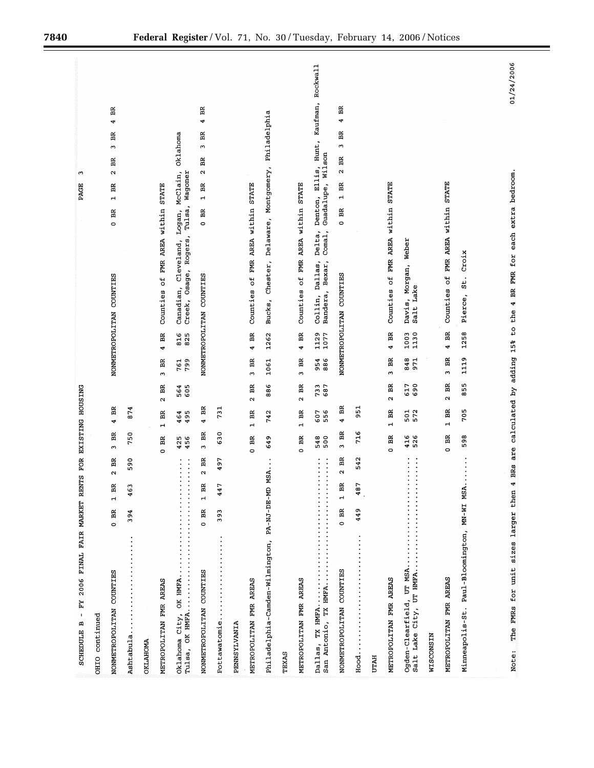SCHEDULE B - FY 2006 FINAL FAIR MARKET RENTS FOR EXISTING HOUSING

PAGE 3

OHIO continued

| NONMETROPOLITAN COUNTIES | 0 BR | 1 BR | 2 BR | 3 BR | 4 BR | NONMETROPOLITAN COUNTIES | 0 BR | 1 BR | 2 BR | 3 BR | 4 BR |
|---|---|---|---|---|---|---|---|---|---|---|---|
| Ashtabula | 394 | 463 | 590 | 750 | 874 | | | | | | |

OKLAHOMA

| METROPOLITAN FMR AREAS | 0 BR | 1 BR | 2 BR | 3 BR | 4 BR | Counties of FMR AREA within STATE |
|---|---|---|---|---|---|---|
| Oklahoma City, OK HMFA | 425 | 464 | 564 | 761 | 816 | Canadian, Cleveland, Logan, McClain, Oklahoma |
| Tulsa, OK HMFA | 456 | 495 | 605 | 799 | 825 | Creek, Osage, Rogers, Tulsa, Wagoner |

| NONMETROPOLITAN COUNTIES | 0 BR | 1 BR | 2 BR | 3 BR | 4 BR | NONMETROPOLITAN COUNTIES | 0 BR | 1 BR | 2 BR | 3 BR | 4 BR |
|---|---|---|---|---|---|---|---|---|---|---|---|
| Pottawatomie | 393 | 447 | 497 | 630 | 731 | | | | | | |

PENNSYLVANIA

| METROPOLITAN FMR AREAS | 0 BR | 1 BR | 2 BR | 3 BR | 4 BR | Counties of FMR AREA within STATE |
|---|---|---|---|---|---|---|
| Philadelphia-Camden-Wilmington, PA-NJ-DE-MD MSA | 649 | 742 | 886 | 1061 | 1262 | Bucks, Chester, Delaware, Montgomery, Philadelphia |

TEXAS

| METROPOLITAN FMR AREAS | 0 BR | 1 BR | 2 BR | 3 BR | 4 BR | Counties of FMR AREA within STATE |
|---|---|---|---|---|---|---|
| Dallas, TX HMFA | 548 | 607 | 733 | 954 | 1129 | Collin, Dallas, Delta, Denton, Ellis, Hunt, Kaufman, Rockwall |
| San Antonio, TX HMFA | 500 | 556 | 687 | 886 | 1077 | Bandera, Bexar, Comal, Guadalupe, Wilson |

| NONMETROPOLITAN COUNTIES | 0 BR | 1 BR | 2 BR | 3 BR | 4 BR | NONMETROPOLITAN COUNTIES | 0 BR | 1 BR | 2 BR | 3 BR | 4 BR |
|---|---|---|---|---|---|---|---|---|---|---|---|
| Hood | 449 | 487 | 542 | 716 | 951 | | | | | | |

UTAH

| METROPOLITAN FMR AREAS | 0 BR | 1 BR | 2 BR | 3 BR | 4 BR | Counties of FMR AREA within STATE |
|---|---|---|---|---|---|---|
| Ogden-Clearfield, UT MSA | 416 | 501 | 617 | 848 | 1003 | Davis, Morgan, Weber |
| Salt Lake City, UT HMFA | 526 | 572 | 690 | 971 | 1130 | Salt Lake |

WISCONSIN

| METROPOLITAN FMR AREAS | 0 BR | 1 BR | 2 BR | 3 BR | 4 BR | Counties of FMR AREA within STATE |
|---|---|---|---|---|---|---|
| Minneapolis-St. Paul-Bloomington, MN-WI MSA | 598 | 705 | 855 | 1119 | 1258 | Pierce, St. Croix |

Note: The FMRs for unit sizes larger then 4 BRs are calculated by adding 15% to the 4 BR FMR for each extra bedroom.

01/24/2006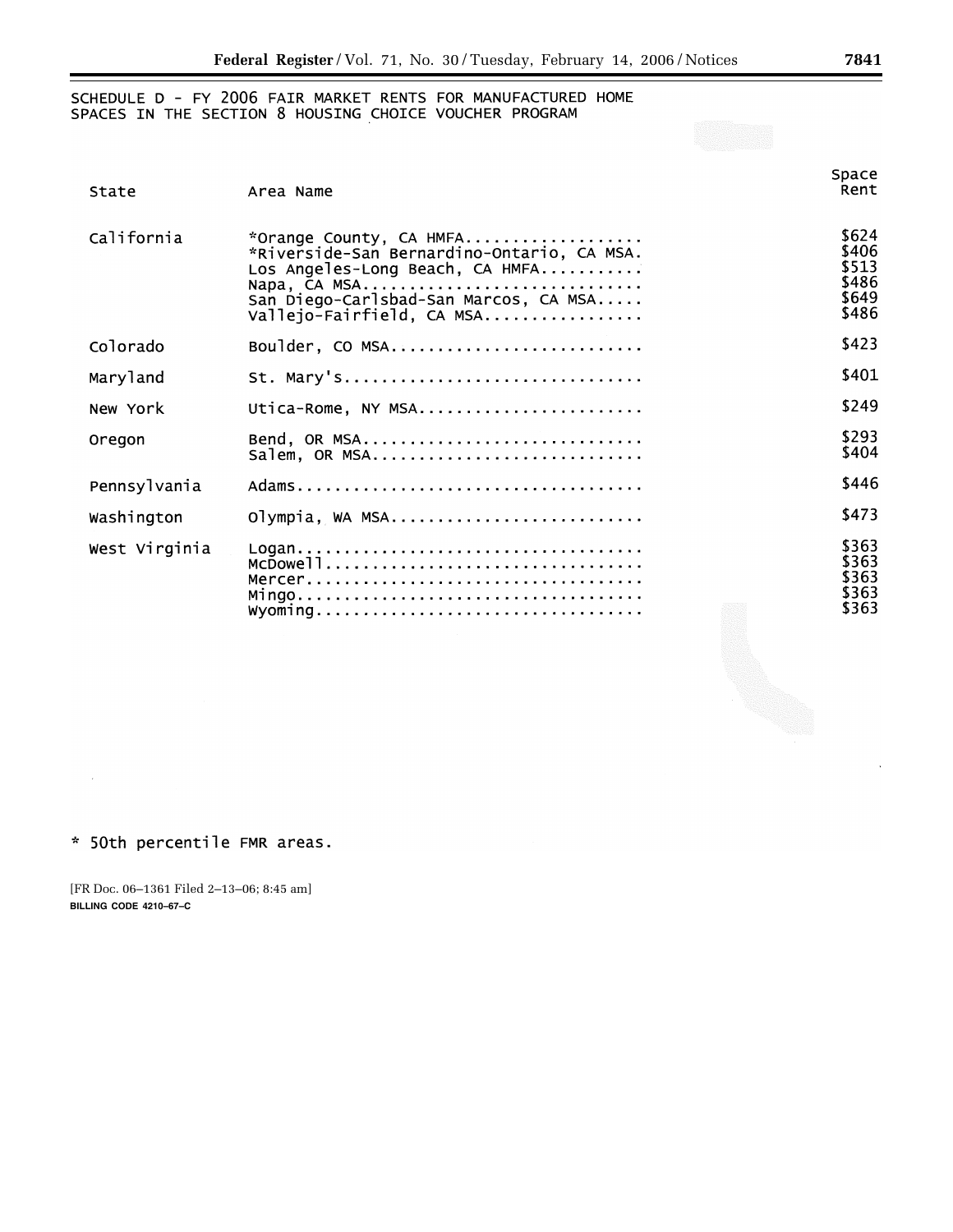SCHEDULE D - FY 2006 FAIR MARKET RENTS FOR MANUFACTURED HOME SPACES IN THE SECTION 8 HOUSING CHOICE VOUCHER PROGRAM

| State | Area Name | Space Rent |
|---|---|---|
| California | *Orange County, CA HMFA | $624 |
| | *Riverside-San Bernardino-Ontario, CA MSA. | $406 |
| | Los Angeles-Long Beach, CA HMFA | $513 |
| | Napa, CA MSA | $486 |
| | San Diego-Carlsbad-San Marcos, CA MSA | $649 |
| | Vallejo-Fairfield, CA MSA | $486 |
| Colorado | Boulder, CO MSA | $423 |
| Maryland | St. Mary's | $401 |
| New York | Utica-Rome, NY MSA | $249 |
| Oregon | Bend, OR MSA | $293 |
| | Salem, OR MSA | $404 |
| Pennsylvania | Adams | $446 |
| Washington | Olympia, WA MSA | $473 |
| West Virginia | Logan | $363 |
| | McDowell | $363 |
| | Mercer | $363 |
| | Mingo | $363 |
| | Wyoming | $363 |

* 50th percentile FMR areas.

[FR Doc. 06–1361 Filed 2–13–06; 8:45 am]

**BILLING CODE 4210–67–C**